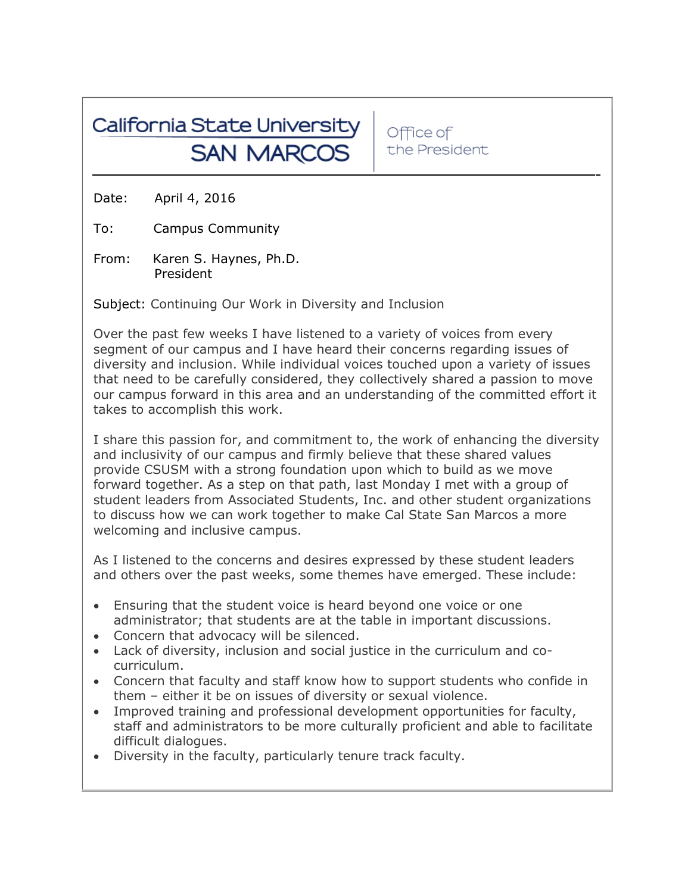California State University
SAN MARCOS

Office of the President

Date: April 4, 2016

To: Campus Community

From: Karen S. Haynes, Ph.D.
President

Subject: Continuing Our Work in Diversity and Inclusion

Over the past few weeks I have listened to a variety of voices from every segment of our campus and I have heard their concerns regarding issues of diversity and inclusion. While individual voices touched upon a variety of issues that need to be carefully considered, they collectively shared a passion to move our campus forward in this area and an understanding of the committed effort it takes to accomplish this work.

I share this passion for, and commitment to, the work of enhancing the diversity and inclusivity of our campus and firmly believe that these shared values provide CSUSM with a strong foundation upon which to build as we move forward together. As a step on that path, last Monday I met with a group of student leaders from Associated Students, Inc. and other student organizations to discuss how we can work together to make Cal State San Marcos a more welcoming and inclusive campus.

As I listened to the concerns and desires expressed by these student leaders and others over the past weeks, some themes have emerged. These include:

- Ensuring that the student voice is heard beyond one voice or one administrator; that students are at the table in important discussions.
- Concern that advocacy will be silenced.
- Lack of diversity, inclusion and social justice in the curriculum and co-curriculum.
- Concern that faculty and staff know how to support students who confide in them – either it be on issues of diversity or sexual violence.
- Improved training and professional development opportunities for faculty, staff and administrators to be more culturally proficient and able to facilitate difficult dialogues.
- Diversity in the faculty, particularly tenure track faculty.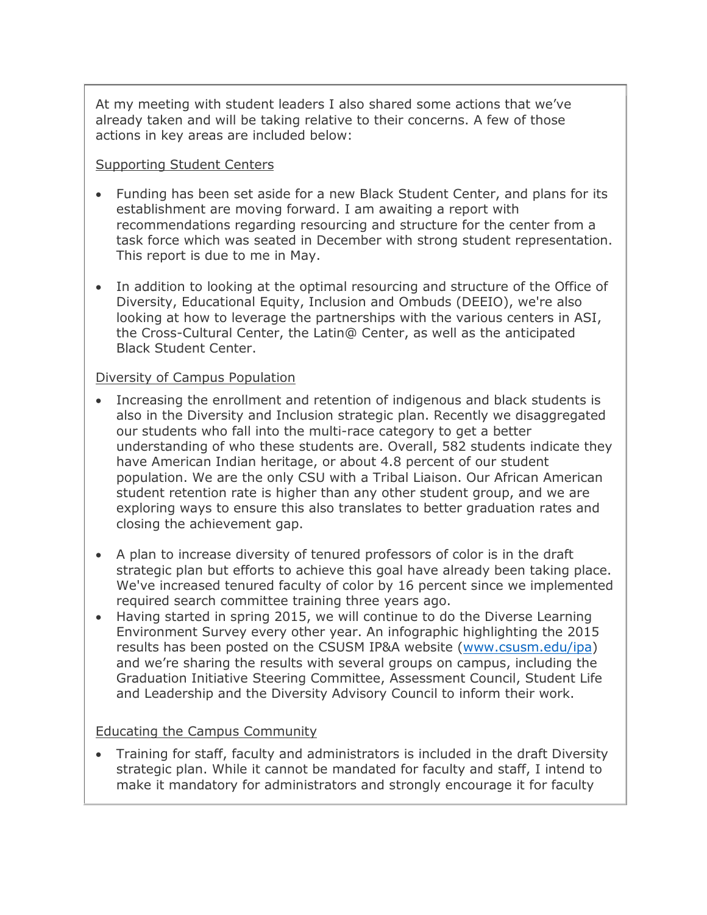At my meeting with student leaders I also shared some actions that we've already taken and will be taking relative to their concerns. A few of those actions in key areas are included below:

<u>Supporting Student Centers</u>

- Funding has been set aside for a new Black Student Center, and plans for its establishment are moving forward. I am awaiting a report with recommendations regarding resourcing and structure for the center from a task force which was seated in December with strong student representation. This report is due to me in May.
- In addition to looking at the optimal resourcing and structure of the Office of Diversity, Educational Equity, Inclusion and Ombuds (DEEIO), we're also looking at how to leverage the partnerships with the various centers in ASI, the Cross-Cultural Center, the Latin@ Center, as well as the anticipated Black Student Center.

<u>Diversity of Campus Population</u>

- Increasing the enrollment and retention of indigenous and black students is also in the Diversity and Inclusion strategic plan. Recently we disaggregated our students who fall into the multi-race category to get a better understanding of who these students are. Overall, 582 students indicate they have American Indian heritage, or about 4.8 percent of our student population. We are the only CSU with a Tribal Liaison. Our African American student retention rate is higher than any other student group, and we are exploring ways to ensure this also translates to better graduation rates and closing the achievement gap.
- A plan to increase diversity of tenured professors of color is in the draft strategic plan but efforts to achieve this goal have already been taking place. We've increased tenured faculty of color by 16 percent since we implemented required search committee training three years ago.
- Having started in spring 2015, we will continue to do the Diverse Learning Environment Survey every other year. An infographic highlighting the 2015 results has been posted on the CSUSM IP&A website ([www.csusm.edu/ipa](www.csusm.edu/ipa)) and we're sharing the results with several groups on campus, including the Graduation Initiative Steering Committee, Assessment Council, Student Life and Leadership and the Diversity Advisory Council to inform their work.

<u>Educating the Campus Community</u>

- Training for staff, faculty and administrators is included in the draft Diversity strategic plan. While it cannot be mandated for faculty and staff, I intend to make it mandatory for administrators and strongly encourage it for faculty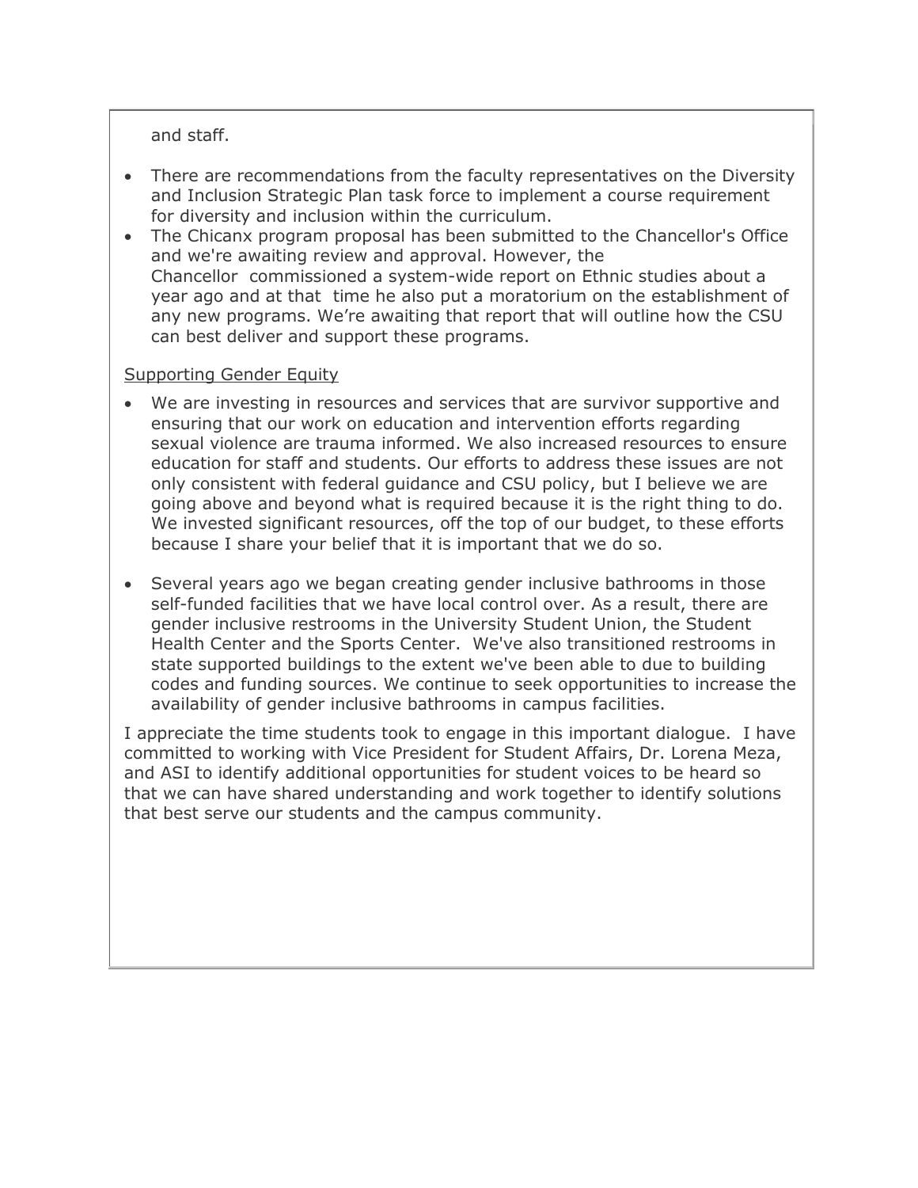and staff.

- There are recommendations from the faculty representatives on the Diversity and Inclusion Strategic Plan task force to implement a course requirement for diversity and inclusion within the curriculum.
- The Chicanx program proposal has been submitted to the Chancellor's Office and we're awaiting review and approval. However, the Chancellor commissioned a system-wide report on Ethnic studies about a year ago and at that time he also put a moratorium on the establishment of any new programs. We're awaiting that report that will outline how the CSU can best deliver and support these programs.

Supporting Gender Equity

- We are investing in resources and services that are survivor supportive and ensuring that our work on education and intervention efforts regarding sexual violence are trauma informed. We also increased resources to ensure education for staff and students. Our efforts to address these issues are not only consistent with federal guidance and CSU policy, but I believe we are going above and beyond what is required because it is the right thing to do. We invested significant resources, off the top of our budget, to these efforts because I share your belief that it is important that we do so.

- Several years ago we began creating gender inclusive bathrooms in those self-funded facilities that we have local control over. As a result, there are gender inclusive restrooms in the University Student Union, the Student Health Center and the Sports Center. We've also transitioned restrooms in state supported buildings to the extent we've been able to due to building codes and funding sources. We continue to seek opportunities to increase the availability of gender inclusive bathrooms in campus facilities.

I appreciate the time students took to engage in this important dialogue. I have committed to working with Vice President for Student Affairs, Dr. Lorena Meza, and ASI to identify additional opportunities for student voices to be heard so that we can have shared understanding and work together to identify solutions that best serve our students and the campus community.